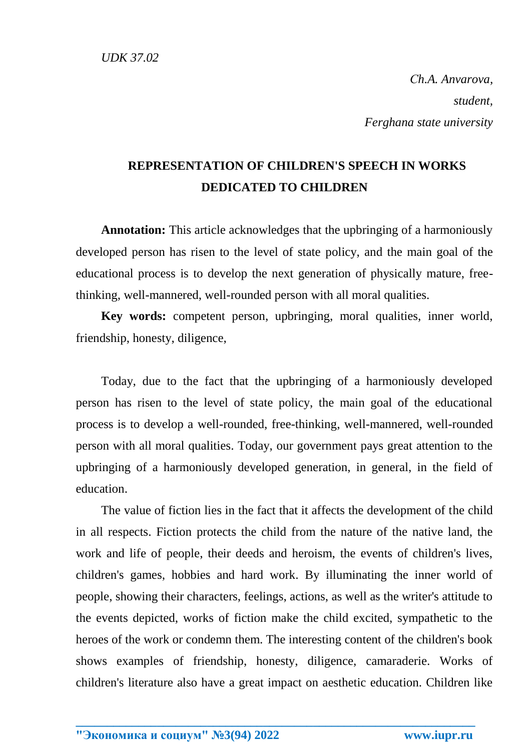*UDK 37.02*

*Ch.A. Anvarova,*
*student,*
*Ferghana state university*

## REPRESENTATION OF CHILDREN'S SPEECH IN WORKS DEDICATED TO CHILDREN

**Annotation:** This article acknowledges that the upbringing of a harmoniously developed person has risen to the level of state policy, and the main goal of the educational process is to develop the next generation of physically mature, free-thinking, well-mannered, well-rounded person with all moral qualities.

**Key words:** competent person, upbringing, moral qualities, inner world, friendship, honesty, diligence,

Today, due to the fact that the upbringing of a harmoniously developed person has risen to the level of state policy, the main goal of the educational process is to develop a well-rounded, free-thinking, well-mannered, well-rounded person with all moral qualities. Today, our government pays great attention to the upbringing of a harmoniously developed generation, in general, in the field of education.

The value of fiction lies in the fact that it affects the development of the child in all respects. Fiction protects the child from the nature of the native land, the work and life of people, their deeds and heroism, the events of children's lives, children's games, hobbies and hard work. By illuminating the inner world of people, showing their characters, feelings, actions, as well as the writer's attitude to the events depicted, works of fiction make the child excited, sympathetic to the heroes of the work or condemn them. The interesting content of the children's book shows examples of friendship, honesty, diligence, camaraderie. Works of children's literature also have a great impact on aesthetic education. Children like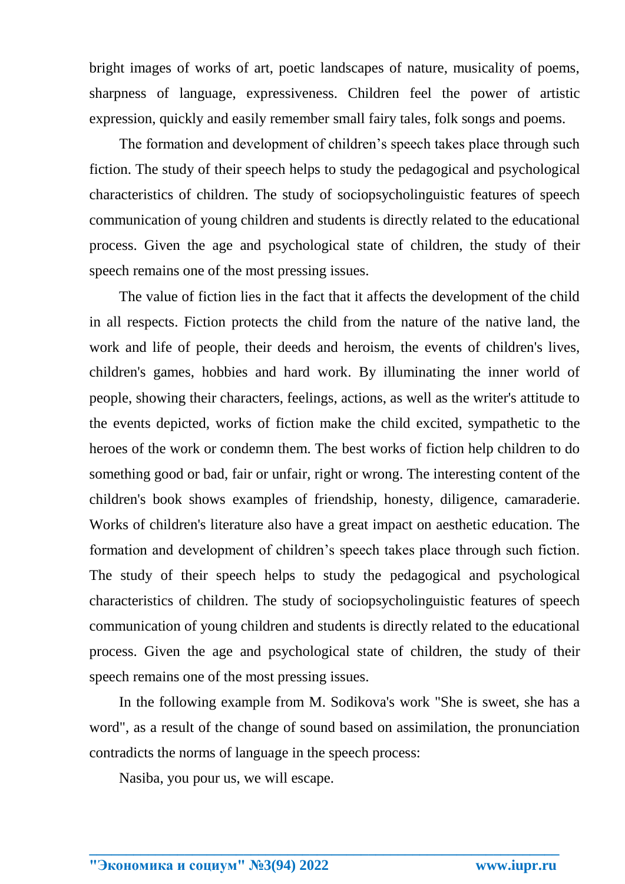bright images of works of art, poetic landscapes of nature, musicality of poems, sharpness of language, expressiveness. Children feel the power of artistic expression, quickly and easily remember small fairy tales, folk songs and poems.

The formation and development of children's speech takes place through such fiction. The study of their speech helps to study the pedagogical and psychological characteristics of children. The study of sociopsycholinguistic features of speech communication of young children and students is directly related to the educational process. Given the age and psychological state of children, the study of their speech remains one of the most pressing issues.

The value of fiction lies in the fact that it affects the development of the child in all respects. Fiction protects the child from the nature of the native land, the work and life of people, their deeds and heroism, the events of children's lives, children's games, hobbies and hard work. By illuminating the inner world of people, showing their characters, feelings, actions, as well as the writer's attitude to the events depicted, works of fiction make the child excited, sympathetic to the heroes of the work or condemn them. The best works of fiction help children to do something good or bad, fair or unfair, right or wrong. The interesting content of the children's book shows examples of friendship, honesty, diligence, camaraderie. Works of children's literature also have a great impact on aesthetic education. The formation and development of children's speech takes place through such fiction. The study of their speech helps to study the pedagogical and psychological characteristics of children. The study of sociopsycholinguistic features of speech communication of young children and students is directly related to the educational process. Given the age and psychological state of children, the study of their speech remains one of the most pressing issues.

In the following example from M. Sodikova's work "She is sweet, she has a word", as a result of the change of sound based on assimilation, the pronunciation contradicts the norms of language in the speech process:

Nasiba, you pour us, we will escape.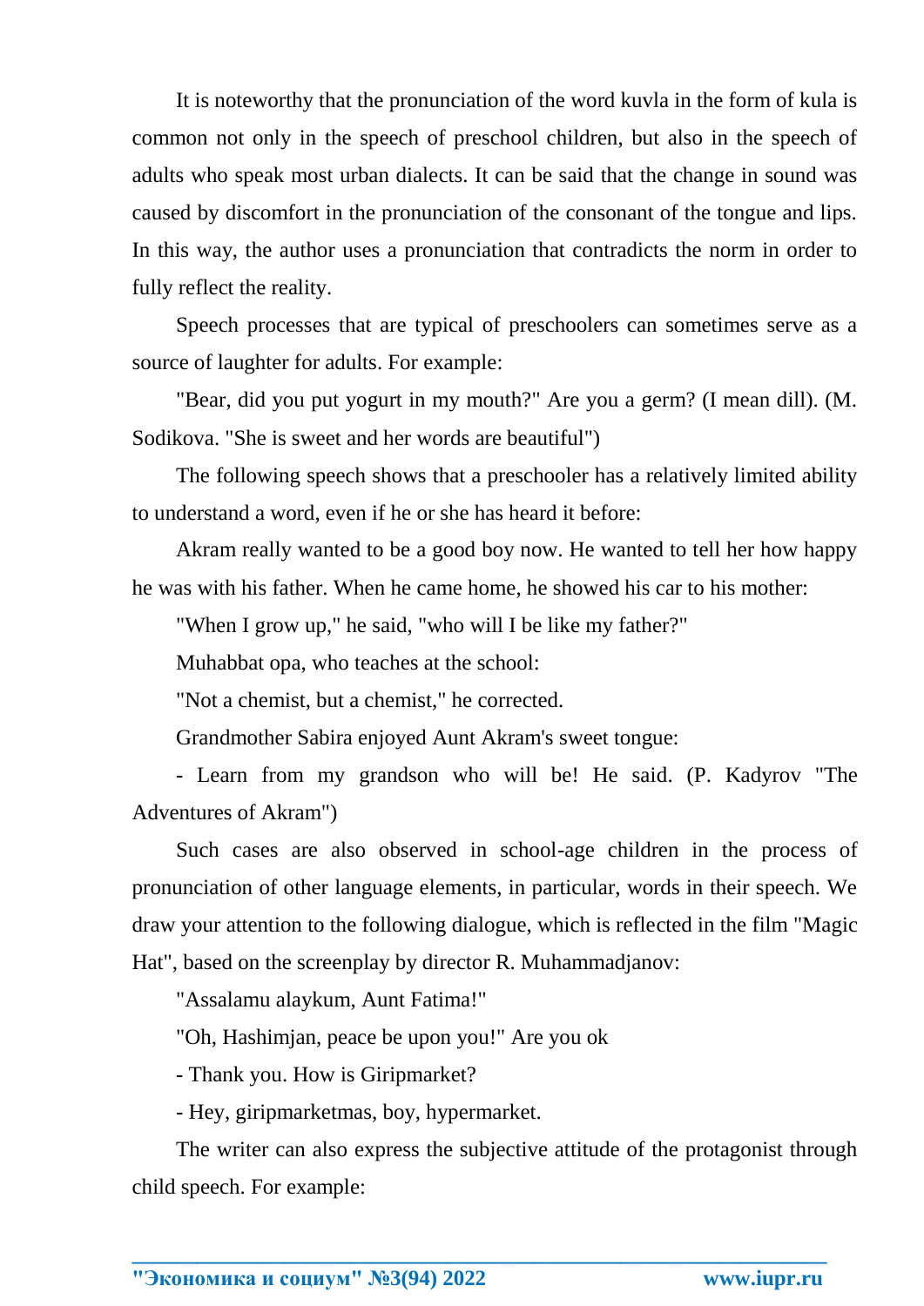It is noteworthy that the pronunciation of the word kuvla in the form of kula is common not only in the speech of preschool children, but also in the speech of adults who speak most urban dialects. It can be said that the change in sound was caused by discomfort in the pronunciation of the consonant of the tongue and lips. In this way, the author uses a pronunciation that contradicts the norm in order to fully reflect the reality.

Speech processes that are typical of preschoolers can sometimes serve as a source of laughter for adults. For example:

"Bear, did you put yogurt in my mouth?" Are you a germ? (I mean dill). (M. Sodikova. "She is sweet and her words are beautiful")

The following speech shows that a preschooler has a relatively limited ability to understand a word, even if he or she has heard it before:

Akram really wanted to be a good boy now. He wanted to tell her how happy he was with his father. When he came home, he showed his car to his mother:

"When I grow up," he said, "who will I be like my father?"

Muhabbat opa, who teaches at the school:

"Not a chemist, but a chemist," he corrected.

Grandmother Sabira enjoyed Aunt Akram's sweet tongue:

- Learn from my grandson who will be! He said. (P. Kadyrov "The Adventures of Akram")

Such cases are also observed in school-age children in the process of pronunciation of other language elements, in particular, words in their speech. We draw your attention to the following dialogue, which is reflected in the film "Magic Hat", based on the screenplay by director R. Muhammadjanov:

"Assalamu alaykum, Aunt Fatima!"

"Oh, Hashimjan, peace be upon you!" Are you ok

- Thank you. How is Giripmarket?

- Hey, giripmarketmas, boy, hypermarket.

The writer can also express the subjective attitude of the protagonist through child speech. For example: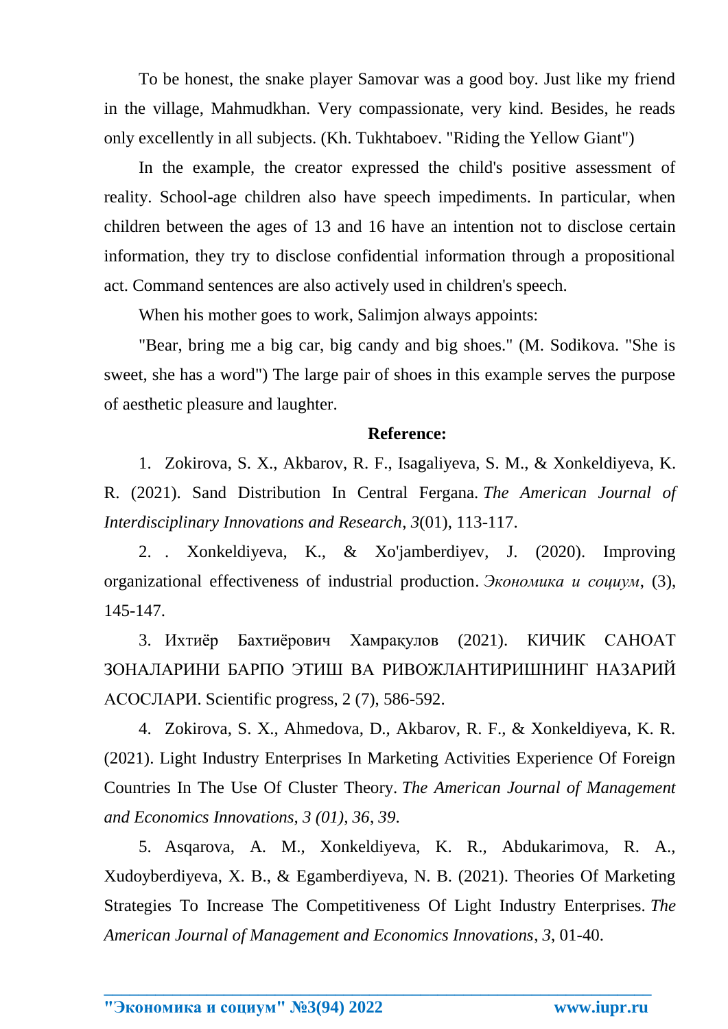To be honest, the snake player Samovar was a good boy. Just like my friend in the village, Mahmudkhan. Very compassionate, very kind. Besides, he reads only excellently in all subjects. (Kh. Tukhtaboev. "Riding the Yellow Giant")

In the example, the creator expressed the child's positive assessment of reality. School-age children also have speech impediments. In particular, when children between the ages of 13 and 16 have an intention not to disclose certain information, they try to disclose confidential information through a propositional act. Command sentences are also actively used in children's speech.

When his mother goes to work, Salimjon always appoints:

"Bear, bring me a big car, big candy and big shoes." (M. Sodikova. "She is sweet, she has a word") The large pair of shoes in this example serves the purpose of aesthetic pleasure and laughter.

**Reference:**

1. Zokirova, S. X., Akbarov, R. F., Isagaliyeva, S. M., & Xonkeldiyeva, K. R. (2021). Sand Distribution In Central Fergana. *The American Journal of Interdisciplinary Innovations and Research*, *3*(01), 113-117.

2. . Xonkeldiyeva, K., & Xo'jamberdiyev, J. (2020). Improving organizational effectiveness of industrial production. *Экономика и социум*, (3), 145-147.

3. Ихтиёр Бахтиёрович Хамракулов (2021). КИЧИК САНОАТ ЗОНАЛАРИНИ БАРПО ЭТИШ ВА РИВОЖЛАНТИРИШНИНГ НАЗАРИЙ АСОСЛАРИ. Scientific progress, 2 (7), 586-592.

4. Zokirova, S. X., Ahmedova, D., Akbarov, R. F., & Xonkeldiyeva, K. R. (2021). Light Industry Enterprises In Marketing Activities Experience Of Foreign Countries In The Use Of Cluster Theory. *The American Journal of Management and Economics Innovations, 3 (01), 36, 39.*

5. Asqarova, A. M., Xonkeldiyeva, K. R., Abdukarimova, R. A., Xudoyberdiyeva, X. B., & Egamberdiyeva, N. B. (2021). Theories Of Marketing Strategies To Increase The Competitiveness Of Light Industry Enterprises. *The American Journal of Management and Economics Innovations*, *3*, 01-40.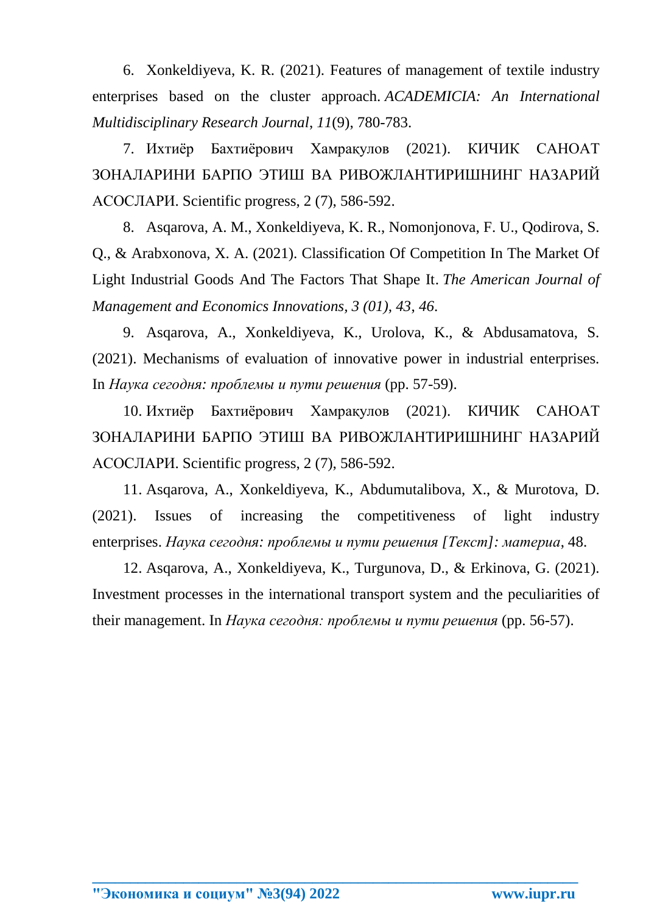6. Xonkeldiyeva, K. R. (2021). Features of management of textile industry enterprises based on the cluster approach. *ACADEMICIA: An International Multidisciplinary Research Journal*, *11*(9), 780-783.

7. Ихтиёр Бахтиёрович Хамрақулов (2021). КИЧИК САНОАТ ЗОНАЛАРИНИ БАРПО ЭТИШ ВА РИВОЖЛАНТИРИШНИНГ НАЗАРИЙ АСОСЛАРИ. Scientific progress, 2 (7), 586-592.

8. Asqarova, A. M., Xonkeldiyeva, K. R., Nomonjonova, F. U., Qodirova, S. Q., & Arabxonova, X. A. (2021). Classification Of Competition In The Market Of Light Industrial Goods And The Factors That Shape It. *The American Journal of Management and Economics Innovations, 3 (01), 43, 46*.

9. Asqarova, A., Xonkeldiyeva, K., Urolova, K., & Abdusamatova, S. (2021). Mechanisms of evaluation of innovative power in industrial enterprises. In *Наука сегодня: проблемы и пути решения* (pp. 57-59).

10. Ихтиёр Бахтиёрович Хамрақулов (2021). КИЧИК САНОАТ ЗОНАЛАРИНИ БАРПО ЭТИШ ВА РИВОЖЛАНТИРИШНИНГ НАЗАРИЙ АСОСЛАРИ. Scientific progress, 2 (7), 586-592.

11. Asqarova, A., Xonkeldiyeva, K., Abdumutalibova, X., & Murotova, D. (2021). Issues of increasing the competitiveness of light industry enterprises. *Наука сегодня: проблемы и пути решения [Текст]: материа*, 48.

12. Asqarova, A., Xonkeldiyeva, K., Turgunova, D., & Erkinova, G. (2021). Investment processes in the international transport system and the peculiarities of their management. In *Наука сегодня: проблемы и пути решения* (pp. 56-57).